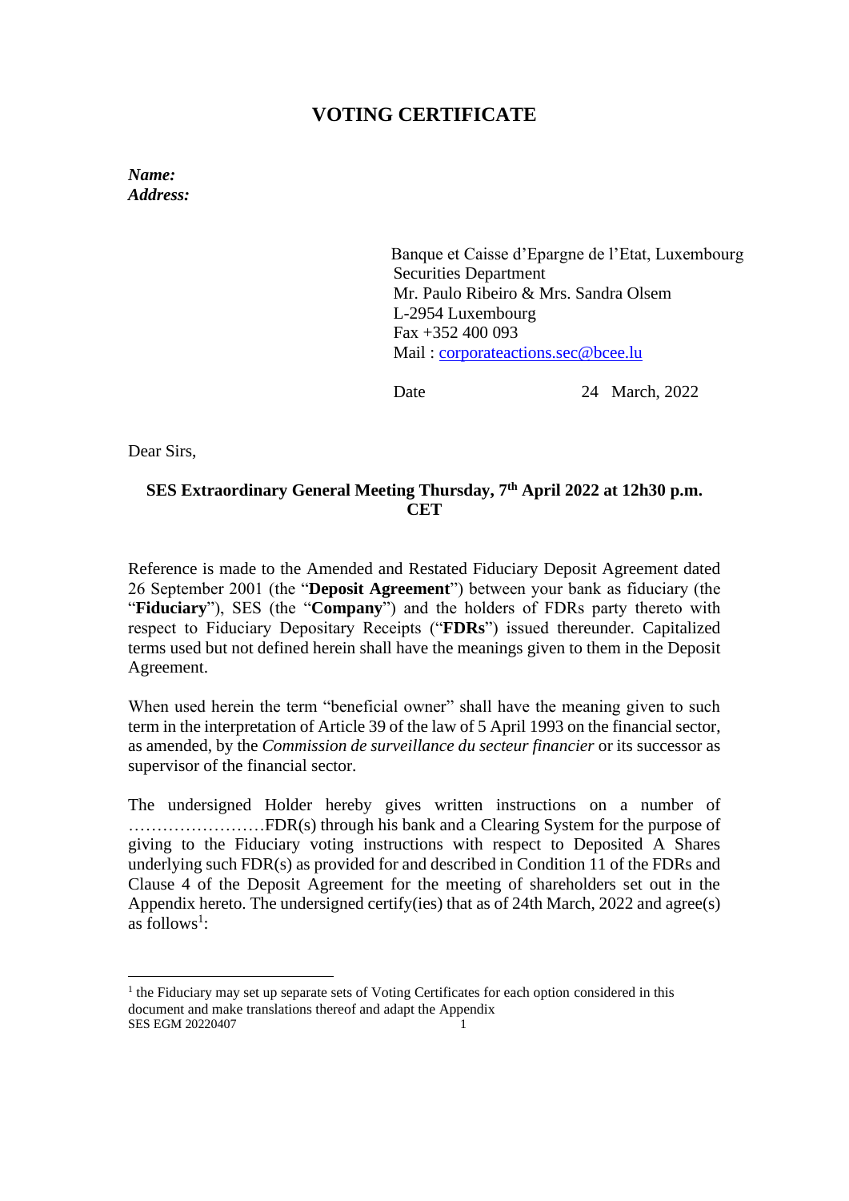# VOTING CERTIFICATE

***Name:***
***Address:***

Banque et Caisse d'Epargne de l'Etat, Luxembourg
Securities Department
Mr. Paulo Ribeiro & Mrs. Sandra Olsem
L-2954 Luxembourg
Fax +352 400 093
Mail : corporateactions.sec@bcee.lu

Date 24 March, 2022

Dear Sirs,

**SES Extraordinary General Meeting Thursday, 7th April 2022 at 12h30 p.m. CET**

Reference is made to the Amended and Restated Fiduciary Deposit Agreement dated 26 September 2001 (the "**Deposit Agreement**") between your bank as fiduciary (the "**Fiduciary**"), SES (the "**Company**") and the holders of FDRs party thereto with respect to Fiduciary Depositary Receipts ("**FDRs**") issued thereunder. Capitalized terms used but not defined herein shall have the meanings given to them in the Deposit Agreement.

When used herein the term "beneficial owner" shall have the meaning given to such term in the interpretation of Article 39 of the law of 5 April 1993 on the financial sector, as amended, by the *Commission de surveillance du secteur financier* or its successor as supervisor of the financial sector.

The undersigned Holder hereby gives written instructions on a number of ……………………FDR(s) through his bank and a Clearing System for the purpose of giving to the Fiduciary voting instructions with respect to Deposited A Shares underlying such FDR(s) as provided for and described in Condition 11 of the FDRs and Clause 4 of the Deposit Agreement for the meeting of shareholders set out in the Appendix hereto. The undersigned certify(ies) that as of 24th March, 2022 and agree(s) as follows[1]:

[1] the Fiduciary may set up separate sets of Voting Certificates for each option considered in this document and make translations thereof and adapt the Appendix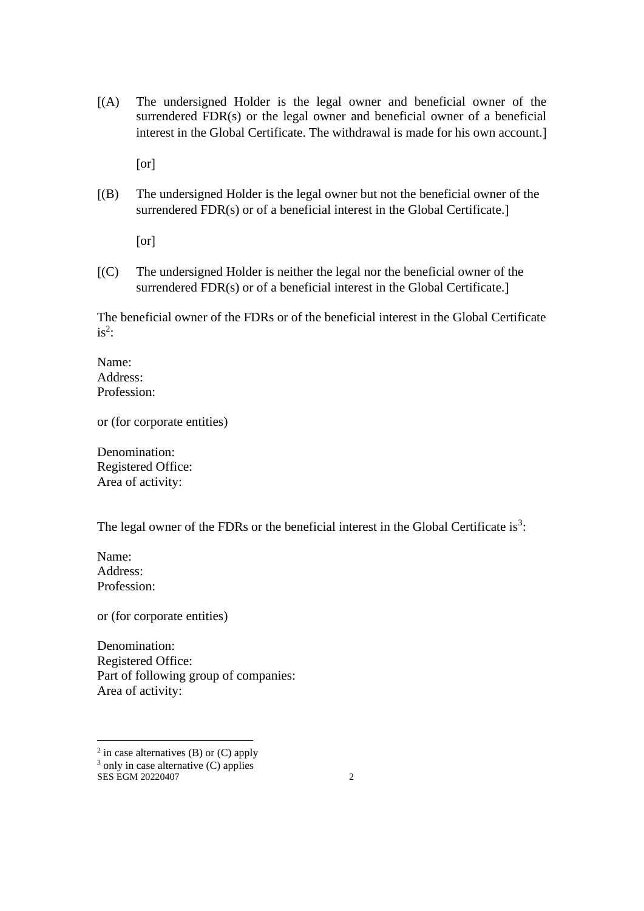[(A) The undersigned Holder is the legal owner and beneficial owner of the surrendered FDR(s) or the legal owner and beneficial owner of a beneficial interest in the Global Certificate. The withdrawal is made for his own account.]

[or]

[(B) The undersigned Holder is the legal owner but not the beneficial owner of the surrendered FDR(s) or of a beneficial interest in the Global Certificate.]

[or]

[(C) The undersigned Holder is neither the legal nor the beneficial owner of the surrendered FDR(s) or of a beneficial interest in the Global Certificate.]

The beneficial owner of the FDRs or of the beneficial interest in the Global Certificate is[2]:

Name:
Address:
Profession:

or (for corporate entities)

Denomination:
Registered Office:
Area of activity:

The legal owner of the FDRs or the beneficial interest in the Global Certificate is[3]:

Name:
Address:
Profession:

or (for corporate entities)

Denomination:
Registered Office:
Part of following group of companies:
Area of activity:

---

[2] in case alternatives (B) or (C) apply

[3] only in case alternative (C) applies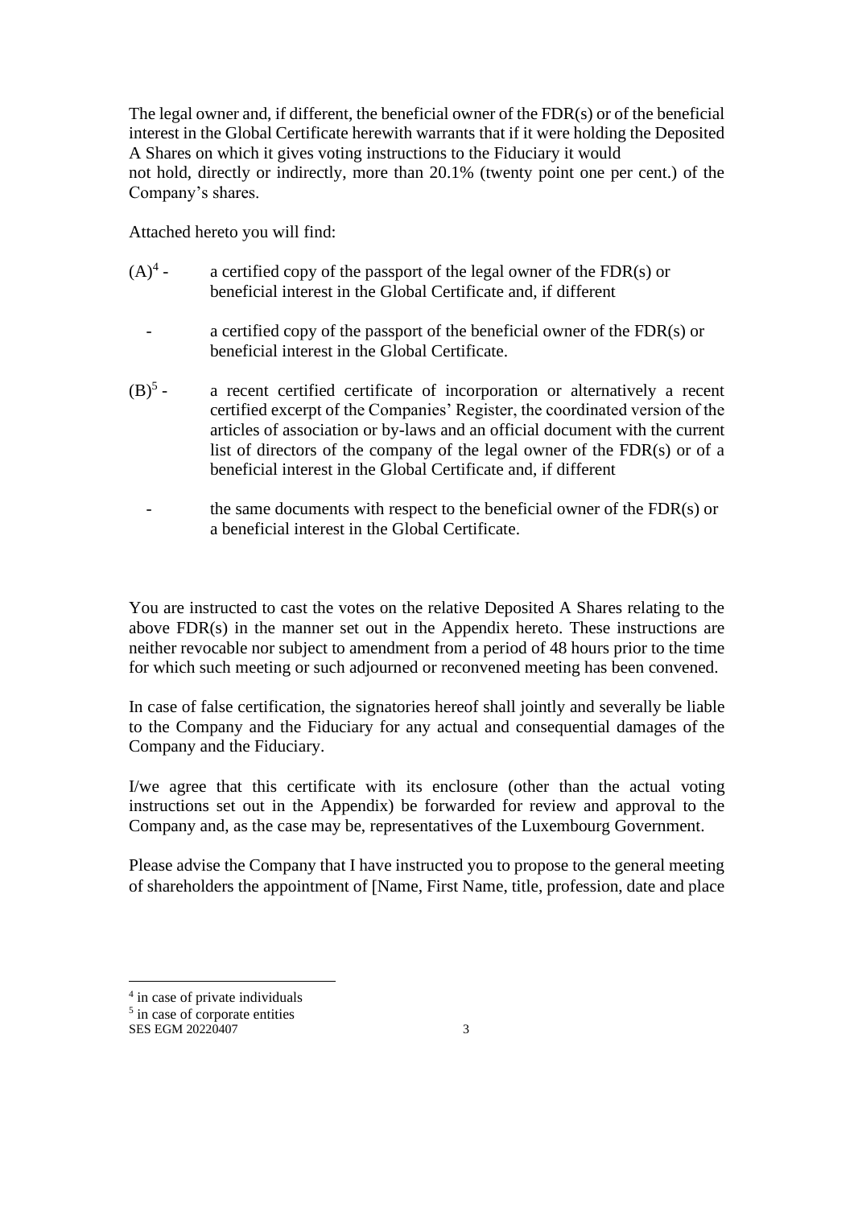The legal owner and, if different, the beneficial owner of the FDR(s) or of the beneficial interest in the Global Certificate herewith warrants that if it were holding the Deposited A Shares on which it gives voting instructions to the Fiduciary it would not hold, directly or indirectly, more than 20.1% (twenty point one per cent.) of the Company's shares.

Attached hereto you will find:

(A)[4] - a certified copy of the passport of the legal owner of the FDR(s) or beneficial interest in the Global Certificate and, if different

- a certified copy of the passport of the beneficial owner of the FDR(s) or beneficial interest in the Global Certificate.

(B)[5] - a recent certified certificate of incorporation or alternatively a recent certified excerpt of the Companies' Register, the coordinated version of the articles of association or by-laws and an official document with the current list of directors of the company of the legal owner of the FDR(s) or of a beneficial interest in the Global Certificate and, if different

- the same documents with respect to the beneficial owner of the FDR(s) or a beneficial interest in the Global Certificate.

You are instructed to cast the votes on the relative Deposited A Shares relating to the above FDR(s) in the manner set out in the Appendix hereto. These instructions are neither revocable nor subject to amendment from a period of 48 hours prior to the time for which such meeting or such adjourned or reconvened meeting has been convened.

In case of false certification, the signatories hereof shall jointly and severally be liable to the Company and the Fiduciary for any actual and consequential damages of the Company and the Fiduciary.

I/we agree that this certificate with its enclosure (other than the actual voting instructions set out in the Appendix) be forwarded for review and approval to the Company and, as the case may be, representatives of the Luxembourg Government.

Please advise the Company that I have instructed you to propose to the general meeting of shareholders the appointment of [Name, First Name, title, profession, date and place

[4] in case of private individuals

[5] in case of corporate entities

SES EGM 20220407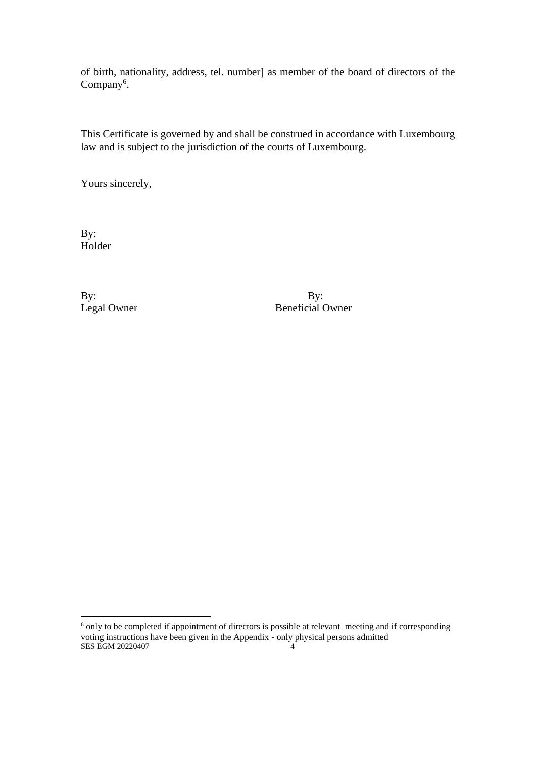of birth, nationality, address, tel. number] as member of the board of directors of the Company[6].

This Certificate is governed by and shall be construed in accordance with Luxembourg law and is subject to the jurisdiction of the courts of Luxembourg.

Yours sincerely,

By:
Holder

By:
Legal Owner

By:
Beneficial Owner

[6] only to be completed if appointment of directors is possible at relevant meeting and if corresponding voting instructions have been given in the Appendix - only physical persons admitted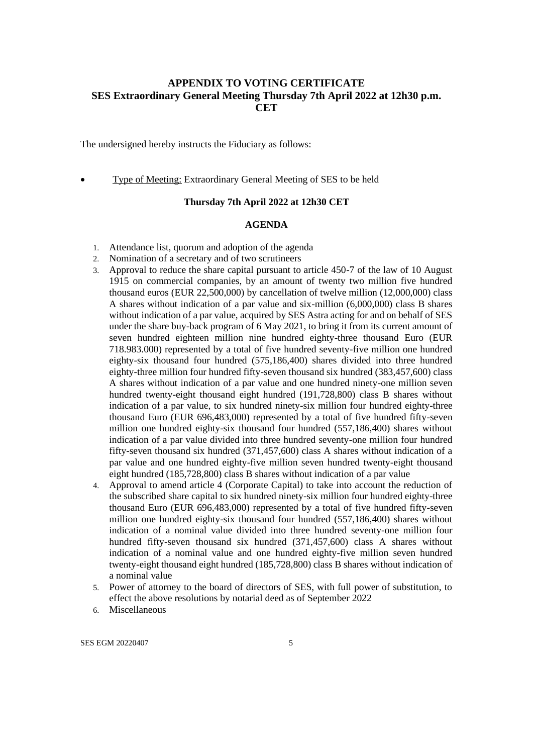# APPENDIX TO VOTING CERTIFICATE
## SES Extraordinary General Meeting Thursday 7th April 2022 at 12h30 p.m. CET

The undersigned hereby instructs the Fiduciary as follows:

- Type of Meeting: Extraordinary General Meeting of SES to be held

**Thursday 7th April 2022 at 12h30 CET**

**AGENDA**

1. Attendance list, quorum and adoption of the agenda
2. Nomination of a secretary and of two scrutineers
3. Approval to reduce the share capital pursuant to article 450-7 of the law of 10 August 1915 on commercial companies, by an amount of twenty two million five hundred thousand euros (EUR 22,500,000) by cancellation of twelve million (12,000,000) class A shares without indication of a par value and six-million (6,000,000) class B shares without indication of a par value, acquired by SES Astra acting for and on behalf of SES under the share buy-back program of 6 May 2021, to bring it from its current amount of seven hundred eighteen million nine hundred eighty-three thousand Euro (EUR 718.983.000) represented by a total of five hundred seventy-five million one hundred eighty-six thousand four hundred (575,186,400) shares divided into three hundred eighty-three million four hundred fifty-seven thousand six hundred (383,457,600) class A shares without indication of a par value and one hundred ninety-one million seven hundred twenty-eight thousand eight hundred (191,728,800) class B shares without indication of a par value, to six hundred ninety-six million four hundred eighty-three thousand Euro (EUR 696,483,000) represented by a total of five hundred fifty-seven million one hundred eighty-six thousand four hundred (557,186,400) shares without indication of a par value divided into three hundred seventy-one million four hundred fifty-seven thousand six hundred (371,457,600) class A shares without indication of a par value and one hundred eighty-five million seven hundred twenty-eight thousand eight hundred (185,728,800) class B shares without indication of a par value
4. Approval to amend article 4 (Corporate Capital) to take into account the reduction of the subscribed share capital to six hundred ninety-six million four hundred eighty-three thousand Euro (EUR 696,483,000) represented by a total of five hundred fifty-seven million one hundred eighty-six thousand four hundred (557,186,400) shares without indication of a nominal value divided into three hundred seventy-one million four hundred fifty-seven thousand six hundred (371,457,600) class A shares without indication of a nominal value and one hundred eighty-five million seven hundred twenty-eight thousand eight hundred (185,728,800) class B shares without indication of a nominal value
5. Power of attorney to the board of directors of SES, with full power of substitution, to effect the above resolutions by notarial deed as of September 2022
6. Miscellaneous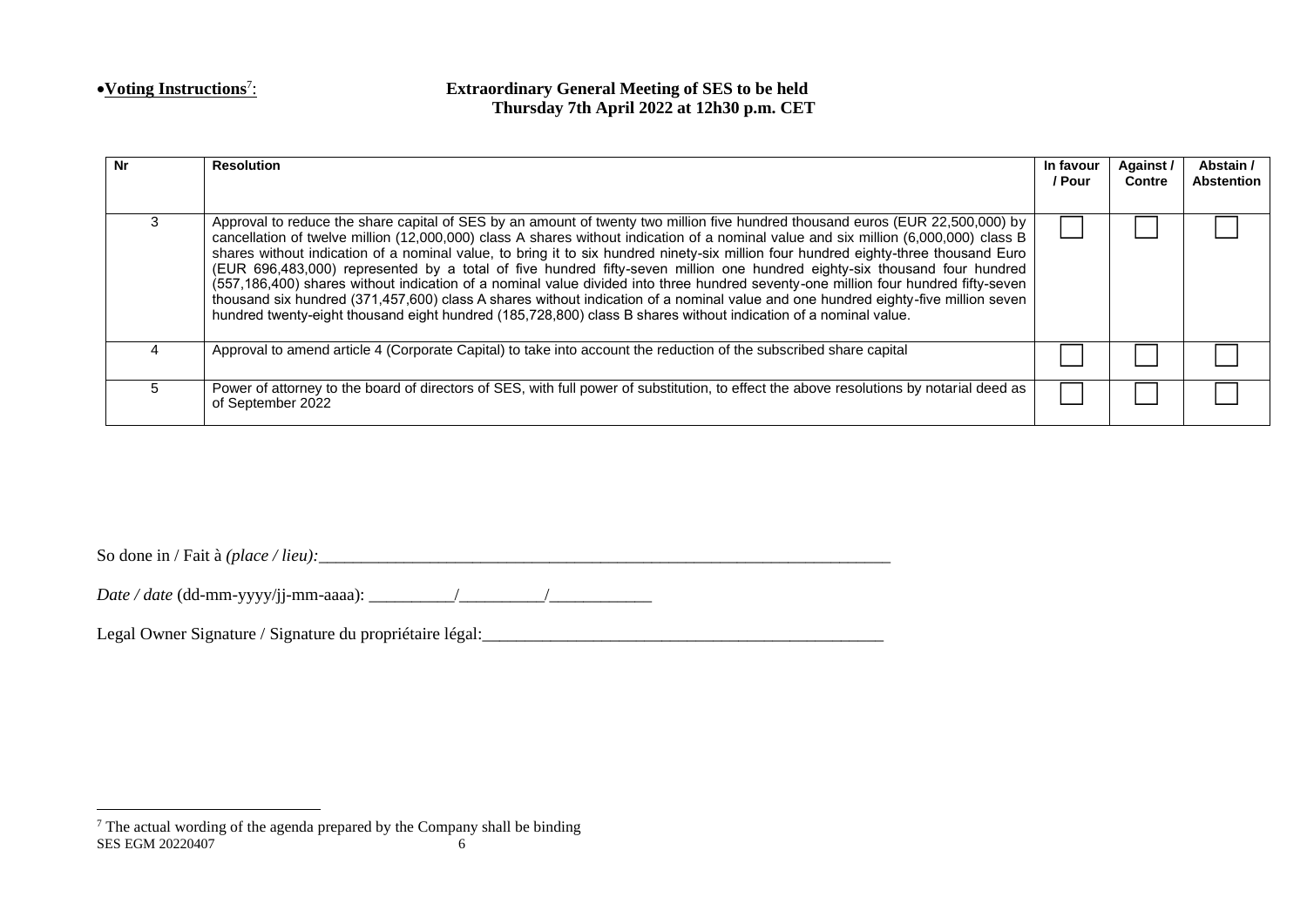•**Voting Instructions**[7]: **Extraordinary General Meeting of SES to be held Thursday 7th April 2022 at 12h30 p.m. CET**

| Nr | Resolution | In favour / Pour | Against / Contre | Abstain / Abstention |
|---|---|---|---|---|
| 3 | Approval to reduce the share capital of SES by an amount of twenty two million five hundred thousand euros (EUR 22,500,000) by cancellation of twelve million (12,000,000) class A shares without indication of a nominal value and six million (6,000,000) class B shares without indication of a nominal value, to bring it to six hundred ninety-six million four hundred eighty-three thousand Euro (EUR 696,483,000) represented by a total of five hundred fifty-seven million one hundred eighty-six thousand four hundred (557,186,400) shares without indication of a nominal value divided into three hundred seventy-one million four hundred fifty-seven thousand six hundred (371,457,600) class A shares without indication of a nominal value and one hundred eighty-five million seven hundred twenty-eight thousand eight hundred (185,728,800) class B shares without indication of a nominal value. | ☐ | ☐ | ☐ |
| 4 | Approval to amend article 4 (Corporate Capital) to take into account the reduction of the subscribed share capital | ☐ | ☐ | ☐ |
| 5 | Power of attorney to the board of directors of SES, with full power of substitution, to effect the above resolutions by notarial deed as of September 2022 | ☐ | ☐ | ☐ |

So done in / Fait à *(place / lieu):*\_\_\_\_\_\_\_\_\_\_\_\_\_\_\_\_\_\_\_\_\_\_\_\_\_\_\_\_\_\_\_\_\_\_\_\_\_\_\_\_\_\_\_\_\_\_\_\_\_\_\_\_\_\_\_\_\_\_\_\_\_\_\_\_\_\_\_\_

*Date / date* (dd-mm-yyyy/jj-mm-aaaa): \_\_\_\_\_\_\_\_\_\_/\_\_\_\_\_\_\_\_\_\_/\_\_\_\_\_\_\_\_\_\_\_\_

Legal Owner Signature / Signature du propriétaire légal:\_\_\_\_\_\_\_\_\_\_\_\_\_\_\_\_\_\_\_\_\_\_\_\_\_\_\_\_\_\_\_\_\_\_\_\_\_\_\_\_\_\_\_\_\_\_\_\_

[7] The actual wording of the agenda prepared by the Company shall be binding